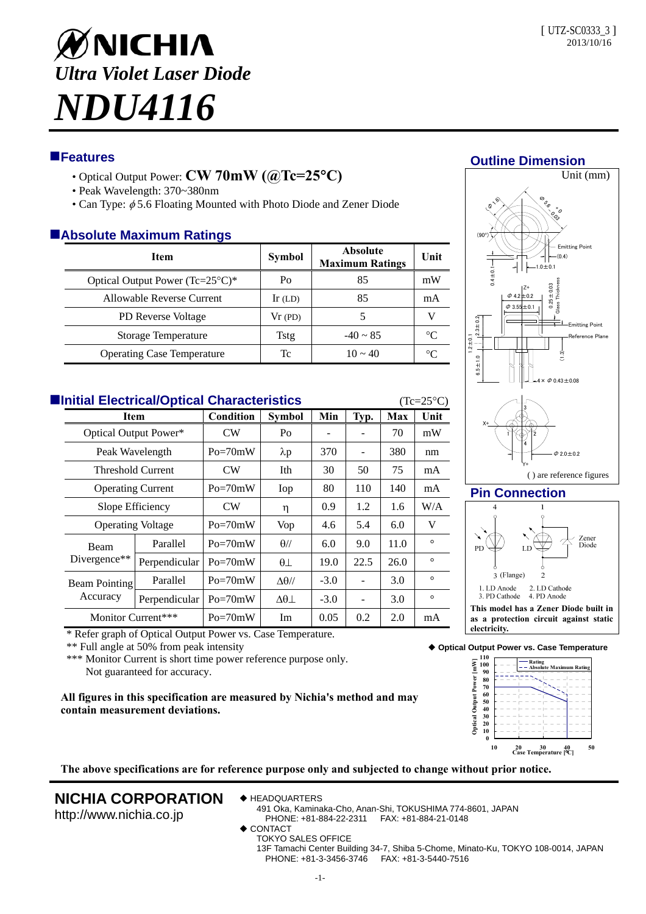[ UTZ-SC0333_3 ]
2013/10/16

# NICHIA

## *Ultra Violet Laser Diode*

# *NDU4116*

## Features

- Optical Output Power: **CW 70mW (@Tc=25°C)**
- Peak Wavelength: 370~380nm
- Can Type: $\phi$5.6 Floating Mounted with Photo Diode and Zener Diode

## Absolute Maximum Ratings

| Item | Symbol | Absolute Maximum Ratings | Unit |
|---|---|---|---|
| Optical Output Power (Tc=25°C)* | Po | 85 | mW |
| Allowable Reverse Current | Ir (LD) | 85 | mA |
| PD Reverse Voltage | Vr (PD) | 5 | V |
| Storage Temperature | Tstg | -40 ~ 85 | °C |
| Operating Case Temperature | Tc | 10 ~ 40 | °C |

## Initial Electrical/Optical Characteristics

(Tc=25°C)

| Item | | Condition | Symbol | Min | Typ. | Max | Unit |
|---|---|---|---|---|---|---|---|
| Optical Output Power* | | CW | Po | - | - | 70 | mW |
| Peak Wavelength | | Po=70mW | λp | 370 | - | 380 | nm |
| Threshold Current | | CW | Ith | 30 | 50 | 75 | mA |
| Operating Current | | Po=70mW | Iop | 80 | 110 | 140 | mA |
| Slope Efficiency | | CW | η | 0.9 | 1.2 | 1.6 | W/A |
| Operating Voltage | | Po=70mW | Vop | 4.6 | 5.4 | 6.0 | V |
| Beam Divergence** | Parallel | Po=70mW | θ// | 6.0 | 9.0 | 11.0 | ° |
| | Perpendicular | Po=70mW | θ⊥ | 19.0 | 22.5 | 26.0 | ° |
| Beam Pointing Accuracy | Parallel | Po=70mW | Δθ// | -3.0 | - | 3.0 | ° |
| | Perpendicular | Po=70mW | Δθ⊥ | -3.0 | - | 3.0 | ° |
| Monitor Current*** | | Po=70mW | Im | 0.05 | 0.2 | 2.0 | mA |

\* Refer graph of Optical Output Power vs. Case Temperature.

** Full angle at 50% from peak intensity

*** Monitor Current is short time power reference purpose only. Not guaranteed for accuracy.

**All figures in this specification are measured by Nichia's method and may contain measurement deviations.**

## Outline Dimension

Unit (mm)

( ) are reference figures

## Pin Connection

1. LD Anode 2. LD Cathode 3. PD Cathode 4. PD Anode

**This model has a Zener Diode built in as a protection circuit against static electricity.**

◆ **Optical Output Power vs. Case Temperature**

**The above specifications are for reference purpose only and subjected to change without prior notice.**

**NICHIA CORPORATION**
http://www.nichia.co.jp

◆ HEADQUARTERS
491 Oka, Kaminaka-Cho, Anan-Shi, TOKUSHIMA 774-8601, JAPAN
PHONE: +81-884-22-2311 FAX: +81-884-21-0148

◆ CONTACT
TOKYO SALES OFFICE
13F Tamachi Center Building 34-7, Shiba 5-Chome, Minato-Ku, TOKYO 108-0014, JAPAN
PHONE: +81-3-3456-3746 FAX: +81-3-5440-7516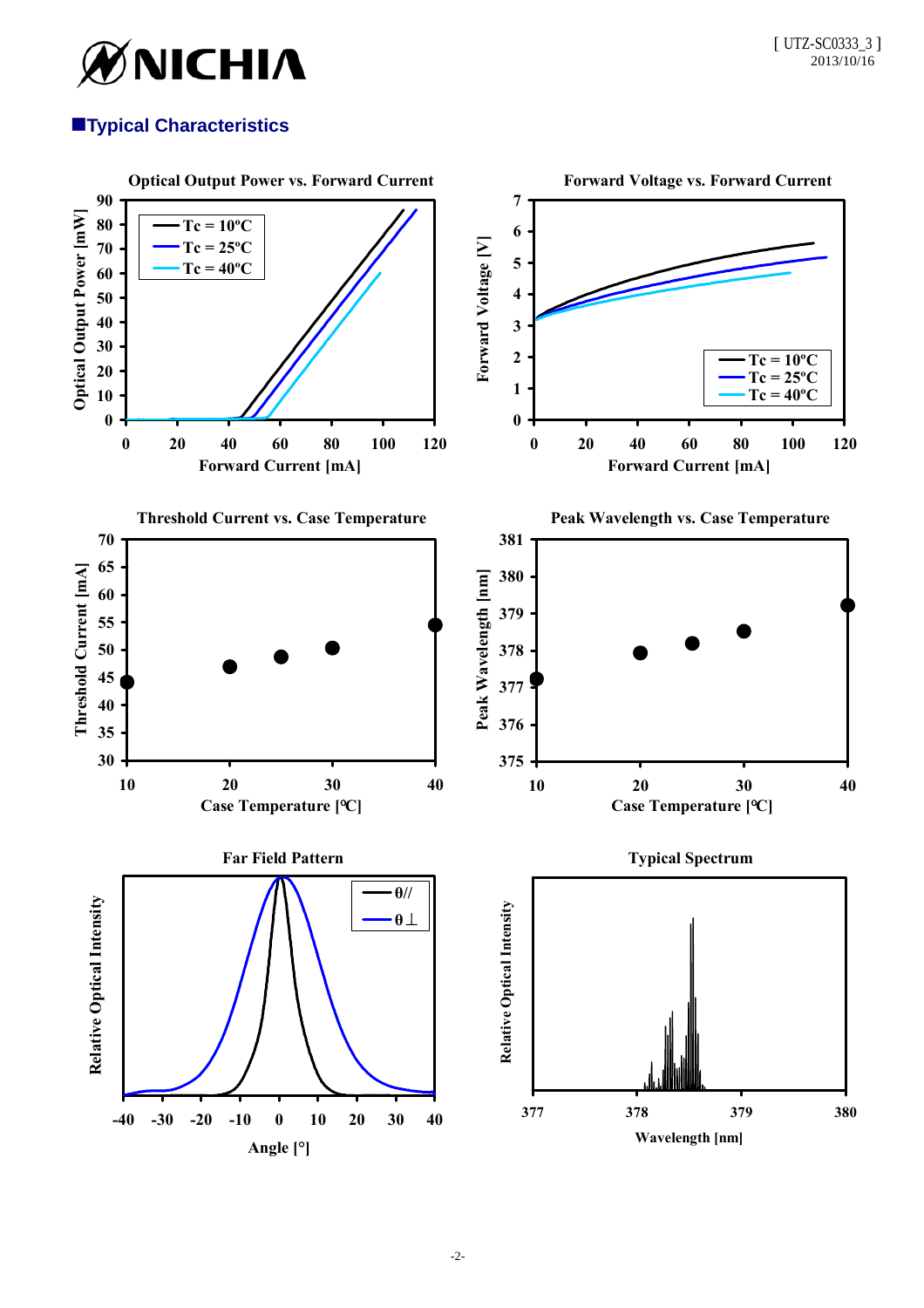## ■Typical Characteristics

**Optical Output Power vs. Forward Current**

**Forward Voltage vs. Forward Current**

**Threshold Current vs. Case Temperature**

**Peak Wavelength vs. Case Temperature**

**Far Field Pattern**

**Typical Spectrum**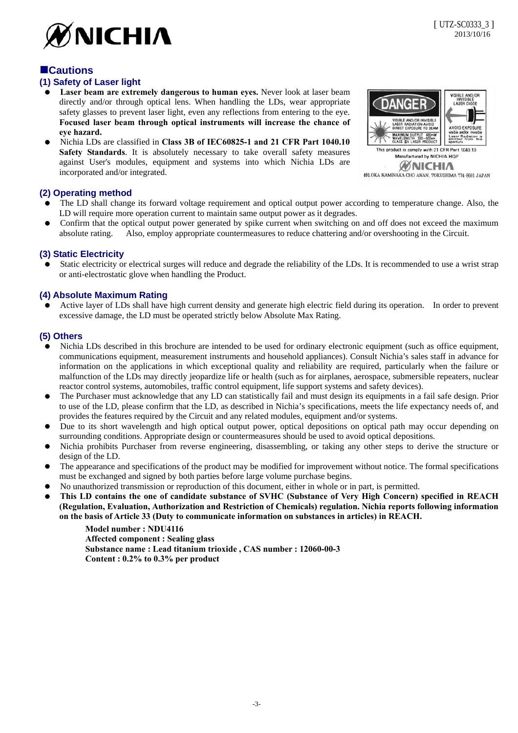## Cautions

### (1) Safety of Laser light

- **Laser beam are extremely dangerous to human eyes.** Never look at laser beam directly and/or through optical lens. When handling the LDs, wear appropriate safety glasses to prevent laser light, even any reflections from entering to the eye. **Focused laser beam through optical instruments will increase the chance of eye hazard.**
- Nichia LDs are classified in **Class 3B of IEC60825-1 and 21 CFR Part 1040.10 Safety Standards**. It is absolutely necessary to take overall safety measures against User's modules, equipment and systems into which Nichia LDs are incorporated and/or integrated.

DANGER
VISIBLE AND/OR INVISIBLE LASER RADIATION AVOID DIRECT EXPOSURE TO BEAM
MAXIMUM OUTPUT 480mW
WAVELENGTH 320~500nm
CLASS IIIb LASER PRODUCT
VISIBLE AND/OR INVISIBLE LASER DIODE
AVOID EXPOSURE visible and/or invisible Laser Radiation is emitted from this aperture
This product is comply with 21 CFR Part 1040.10
Manufactured by NICHIA HQP
NICHIA
491 OKA KAMINAKA-CHO ANAN, TOKUSHIMA 774-8601 JAPAN

### (2) Operating method

- The LD shall change its forward voltage requirement and optical output power according to temperature change. Also, the LD will require more operation current to maintain same output power as it degrades.
- Confirm that the optical output power generated by spike current when switching on and off does not exceed the maximum absolute rating. Also, employ appropriate countermeasures to reduce chattering and/or overshooting in the Circuit.

### (3) Static Electricity

- Static electricity or electrical surges will reduce and degrade the reliability of the LDs. It is recommended to use a wrist strap or anti-electrostatic glove when handling the Product.

### (4) Absolute Maximum Rating

- Active layer of LDs shall have high current density and generate high electric field during its operation. In order to prevent excessive damage, the LD must be operated strictly below Absolute Max Rating.

### (5) Others

- Nichia LDs described in this brochure are intended to be used for ordinary electronic equipment (such as office equipment, communications equipment, measurement instruments and household appliances). Consult Nichia's sales staff in advance for information on the applications in which exceptional quality and reliability are required, particularly when the failure or malfunction of the LDs may directly jeopardize life or health (such as for airplanes, aerospace, submersible repeaters, nuclear reactor control systems, automobiles, traffic control equipment, life support systems and safety devices).
- The Purchaser must acknowledge that any LD can statistically fail and must design its equipments in a fail safe design. Prior to use of the LD, please confirm that the LD, as described in Nichia's specifications, meets the life expectancy needs of, and provides the features required by the Circuit and any related modules, equipment and/or systems.
- Due to its short wavelength and high optical output power, optical depositions on optical path may occur depending on surrounding conditions. Appropriate design or countermeasures should be used to avoid optical depositions.
- Nichia prohibits Purchaser from reverse engineering, disassembling, or taking any other steps to derive the structure or design of the LD.
- The appearance and specifications of the product may be modified for improvement without notice. The formal specifications must be exchanged and signed by both parties before large volume purchase begins.
- No unauthorized transmission or reproduction of this document, either in whole or in part, is permitted.
- **This LD contains the one of candidate substance of SVHC (Substance of Very High Concern) specified in REACH (Regulation, Evaluation, Authorization and Restriction of Chemicals) regulation. Nichia reports following information on the basis of Article 33 (Duty to communicate information on substances in articles) in REACH.**

  **Model number : NDU4116**
  **Affected component : Sealing glass**
  **Substance name : Lead titanium trioxide , CAS number : 12060-00-3**
  **Content : 0.2% to 0.3% per product**